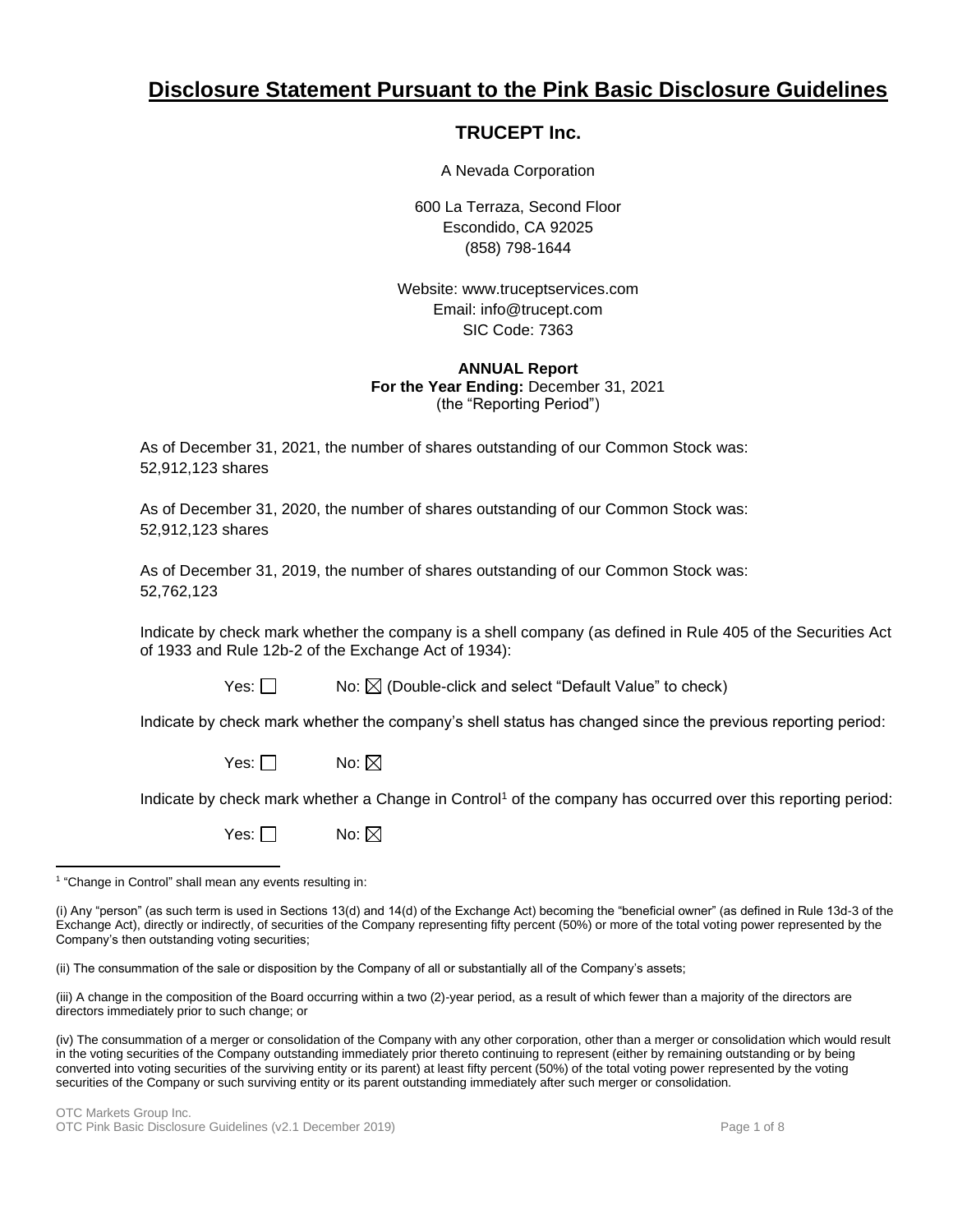# Disclosure Statement Pursuant to the Pink Basic Disclosure Guidelines

## TRUCEPT Inc.

A Nevada Corporation

600 La Terraza, Second Floor
Escondido, CA 92025
(858) 798-1644

Website: www.truceptservices.com
Email: info@trucept.com
SIC Code: 7363

**ANNUAL Report**
**For the Year Ending:** December 31, 2021
(the "Reporting Period")

As of December 31, 2021, the number of shares outstanding of our Common Stock was:
52,912,123 shares

As of December 31, 2020, the number of shares outstanding of our Common Stock was:
52,912,123 shares

As of December 31, 2019, the number of shares outstanding of our Common Stock was:
52,762,123

Indicate by check mark whether the company is a shell company (as defined in Rule 405 of the Securities Act of 1933 and Rule 12b-2 of the Exchange Act of 1934):

Yes: ☐ No: ☒ (Double-click and select "Default Value" to check)

Indicate by check mark whether the company's shell status has changed since the previous reporting period:

Yes: ☐ No: ☒

Indicate by check mark whether a Change in Control[1] of the company has occurred over this reporting period:

Yes: ☐ No: ☒

---

[1] "Change in Control" shall mean any events resulting in:

(i) Any "person" (as such term is used in Sections 13(d) and 14(d) of the Exchange Act) becoming the "beneficial owner" (as defined in Rule 13d-3 of the Exchange Act), directly or indirectly, of securities of the Company representing fifty percent (50%) or more of the total voting power represented by the Company's then outstanding voting securities;

(ii) The consummation of the sale or disposition by the Company of all or substantially all of the Company's assets;

(iii) A change in the composition of the Board occurring within a two (2)-year period, as a result of which fewer than a majority of the directors are directors immediately prior to such change; or

(iv) The consummation of a merger or consolidation of the Company with any other corporation, other than a merger or consolidation which would result in the voting securities of the Company outstanding immediately prior thereto continuing to represent (either by remaining outstanding or by being converted into voting securities of the surviving entity or its parent) at least fifty percent (50%) of the total voting power represented by the voting securities of the Company or such surviving entity or its parent outstanding immediately after such merger or consolidation.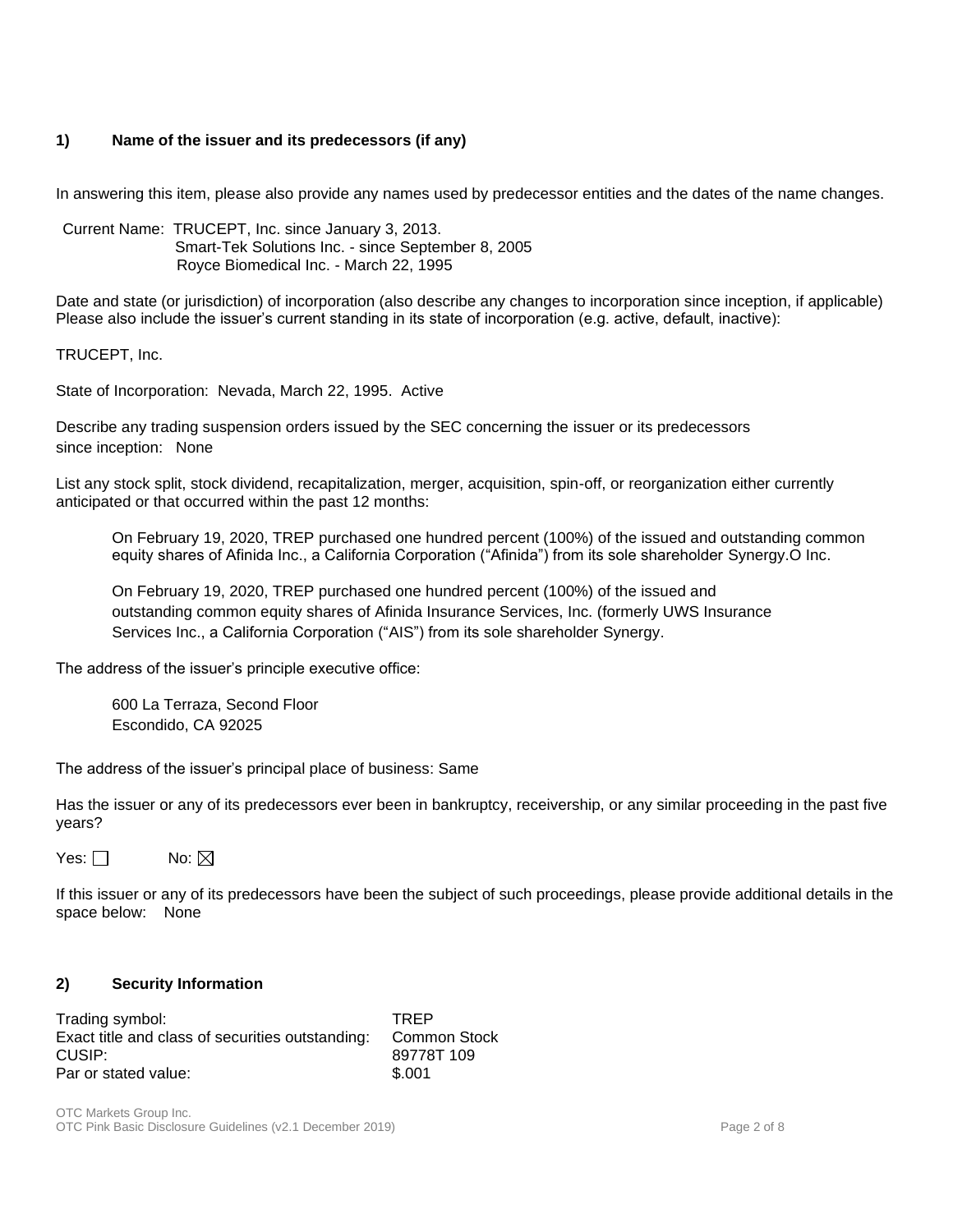## 1) Name of the issuer and its predecessors (if any)

In answering this item, please also provide any names used by predecessor entities and the dates of the name changes.

Current Name: TRUCEPT, Inc. since January 3, 2013.
Smart-Tek Solutions Inc. - since September 8, 2005
Royce Biomedical Inc. - March 22, 1995

Date and state (or jurisdiction) of incorporation (also describe any changes to incorporation since inception, if applicable) Please also include the issuer's current standing in its state of incorporation (e.g. active, default, inactive):

TRUCEPT, Inc.

State of Incorporation: Nevada, March 22, 1995. Active

Describe any trading suspension orders issued by the SEC concerning the issuer or its predecessors since inception: None

List any stock split, stock dividend, recapitalization, merger, acquisition, spin-off, or reorganization either currently anticipated or that occurred within the past 12 months:

On February 19, 2020, TREP purchased one hundred percent (100%) of the issued and outstanding common equity shares of Afinida Inc., a California Corporation ("Afinida") from its sole shareholder Synergy.O Inc.

On February 19, 2020, TREP purchased one hundred percent (100%) of the issued and outstanding common equity shares of Afinida Insurance Services, Inc. (formerly UWS Insurance Services Inc., a California Corporation ("AIS") from its sole shareholder Synergy.

The address of the issuer's principle executive office:

600 La Terraza, Second Floor
Escondido, CA 92025

The address of the issuer's principal place of business: Same

Has the issuer or any of its predecessors ever been in bankruptcy, receivership, or any similar proceeding in the past five years?

Yes: ☐ No: ☒

If this issuer or any of its predecessors have been the subject of such proceedings, please provide additional details in the space below: None

## 2) Security Information

| | |
|---|---|
| Trading symbol: | TREP |
| Exact title and class of securities outstanding: | Common Stock |
| CUSIP: | 89778T 109 |
| Par or stated value: | $.001 |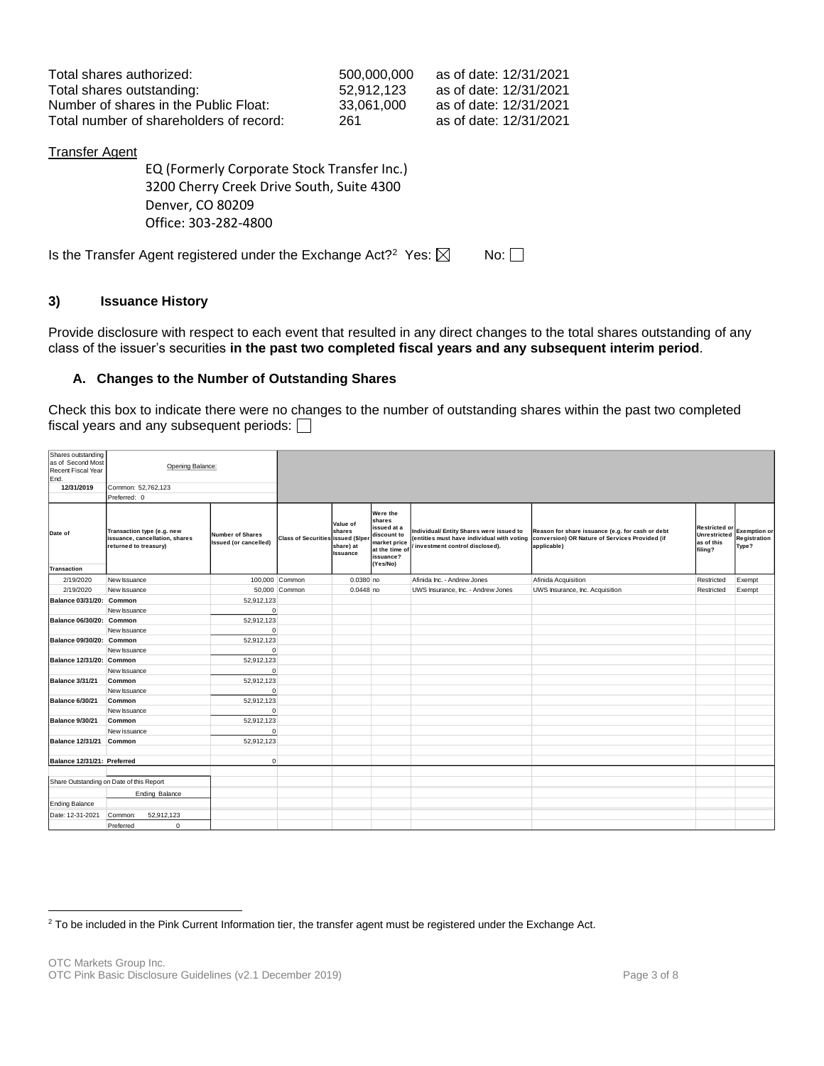Total shares authorized: 500,000,000 as of date: 12/31/2021
Total shares outstanding: 52,912,123 as of date: 12/31/2021
Number of shares in the Public Float: 33,061,000 as of date: 12/31/2021
Total number of shareholders of record: 261 as of date: 12/31/2021

Transfer Agent

EQ (Formerly Corporate Stock Transfer Inc.)
3200 Cherry Creek Drive South, Suite 4300
Denver, CO 80209
Office: 303-282-4800

Is the Transfer Agent registered under the Exchange Act?[2] Yes: ☒ No: ☐

## 3) Issuance History

Provide disclosure with respect to each event that resulted in any direct changes to the total shares outstanding of any class of the issuer's securities **in the past two completed fiscal years and any subsequent interim period**.

### A. Changes to the Number of Outstanding Shares

Check this box to indicate there were no changes to the number of outstanding shares within the past two completed fiscal years and any subsequent periods: ☐

| Shares outstanding as of Second Most Recent Fiscal Year End. | Opening Balance: | | | | | | | | |
|---|---|---|---|---|---|---|---|---|---|
| 12/31/2019 | Common: 52,762,123 | | | | | | | | |
| | Preferred: 0 | | | | | | | | |
| Date of Transaction | Transaction type (e.g. new issuance, cancellation, shares returned to treasury) | Number of Shares Issued (or cancelled) | Class of Securities | Value of shares issued ($/per share) at Issuance | Were the shares issued at a discount to market price at the time of issuance? (Yes/No) | Individual/ Entity Shares were issued to (entities must have individual with voting / investment control disclosed). | Reason for share issuance (e.g. for cash or debt conversion) OR Nature of Services Provided (if applicable) | Restricted or Unrestricted as of this filing? | Exemption or Registration Type? |
| 2/19/2020 | New Issuance | 100,000 | Common | 0.0380 | no | Afinida Inc. - Andrew Jones | Afinida Acquisition | Restricted | Exempt |
| 2/19/2020 | New Issuance | 50,000 | Common | 0.0448 | no | UWS Insurance, Inc. - Andrew Jones | UWS Insurance, Inc. Acquisition | Restricted | Exempt |
| **Balance 03/31/20:** | **Common** | 52,912,123 | | | | | | | |
| | New Issuance | 0 | | | | | | | |
| **Balance 06/30/20:** | **Common** | 52,912,123 | | | | | | | |
| | New Issuance | 0 | | | | | | | |
| **Balance 09/30/20:** | **Common** | 52,912,123 | | | | | | | |
| | New Issuance | 0 | | | | | | | |
| **Balance 12/31/20:** | **Common** | 52,912,123 | | | | | | | |
| | New Issuance | 0 | | | | | | | |
| **Balance 3/31/21** | **Common** | 52,912,123 | | | | | | | |
| | New Issuance | 0 | | | | | | | |
| **Balance 6/30/21** | **Common** | 52,912,123 | | | | | | | |
| | New Issuance | 0 | | | | | | | |
| **Balance 9/30/21** | **Common** | 52,912,123 | | | | | | | |
| | New issuance | 0 | | | | | | | |
| **Balance 12/31/21** | **Common** | 52,912,123 | | | | | | | |
| **Balance 12/31/21:** | **Preferred** | 0 | | | | | | | |
| Share Outstanding on Date of this Report | | | | | | | | | |
| | Ending Balance | | | | | | | | |
| Ending Balance | | | | | | | | | |
| Date: 12-31-2021 | Common: 52,912,123 | | | | | | | | |
| | Preferred 0 | | | | | | | | |

[2] To be included in the Pink Current Information tier, the transfer agent must be registered under the Exchange Act.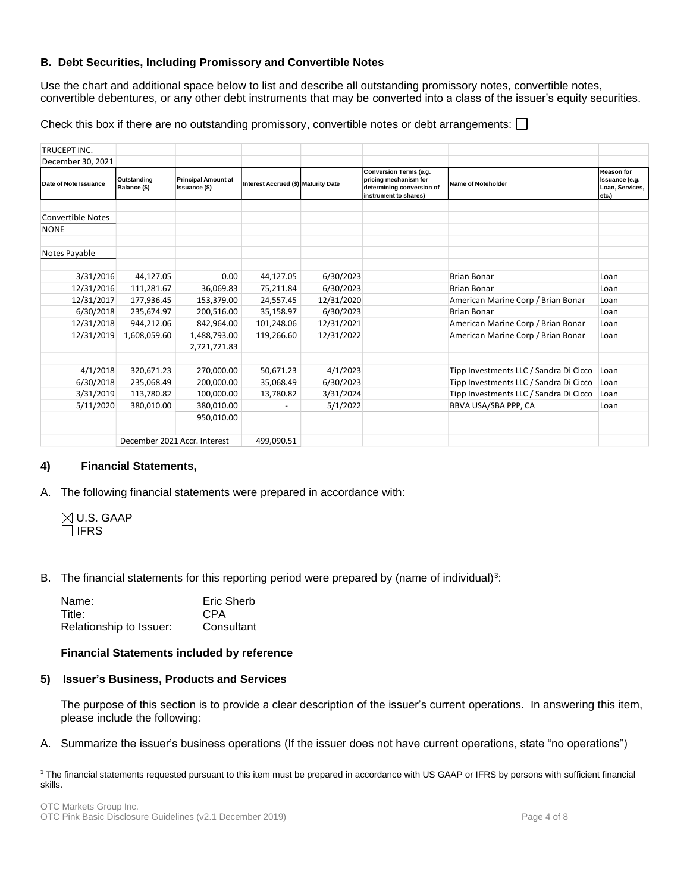### B. Debt Securities, Including Promissory and Convertible Notes

Use the chart and additional space below to list and describe all outstanding promissory notes, convertible notes, convertible debentures, or any other debt instruments that may be converted into a class of the issuer's equity securities.

Check this box if there are no outstanding promissory, convertible notes or debt arrangements: ☐

| TRUCEPT INC. | | | | | | | |
|---|---|---|---|---|---|---|---|
| December 30, 2021 | | | | | | | |
| Date of Note Issuance | Outstanding Balance ($) | Principal Amount at Issuance ($) | Interest Accrued ($) | Maturity Date | Conversion Terms (e.g. pricing mechanism for determining conversion of instrument to shares) | Name of Noteholder | Reason for Issuance (e.g. Loan, Services, etc.) |
| | | | | | | | |
| Convertible Notes | | | | | | | |
| NONE | | | | | | | |
| | | | | | | | |
| Notes Payable | | | | | | | |
| | | | | | | | |
| 3/31/2016 | 44,127.05 | 0.00 | 44,127.05 | 6/30/2023 | | Brian Bonar | Loan |
| 12/31/2016 | 111,281.67 | 36,069.83 | 75,211.84 | 6/30/2023 | | Brian Bonar | Loan |
| 12/31/2017 | 177,936.45 | 153,379.00 | 24,557.45 | 12/31/2020 | | American Marine Corp / Brian Bonar | Loan |
| 6/30/2018 | 235,674.97 | 200,516.00 | 35,158.97 | 6/30/2023 | | Brian Bonar | Loan |
| 12/31/2018 | 944,212.06 | 842,964.00 | 101,248.06 | 12/31/2021 | | American Marine Corp / Brian Bonar | Loan |
| 12/31/2019 | 1,608,059.60 | 1,488,793.00 | 119,266.60 | 12/31/2022 | | American Marine Corp / Brian Bonar | Loan |
| | | 2,721,721.83 | | | | | |
| | | | | | | | |
| 4/1/2018 | 320,671.23 | 270,000.00 | 50,671.23 | 4/1/2023 | | Tipp Investments LLC / Sandra Di Cicco | Loan |
| 6/30/2018 | 235,068.49 | 200,000.00 | 35,068.49 | 6/30/2023 | | Tipp Investments LLC / Sandra Di Cicco | Loan |
| 3/31/2019 | 113,780.82 | 100,000.00 | 13,780.82 | 3/31/2024 | | Tipp Investments LLC / Sandra Di Cicco | Loan |
| 5/11/2020 | 380,010.00 | 380,010.00 | - | 5/1/2022 | | BBVA USA/SBA PPP, CA | Loan |
| | | 950,010.00 | | | | | |
| | | | | | | | |
| | December 2021 Accr. Interest | | 499,090.51 | | | | |

## 4) Financial Statements,

A. The following financial statements were prepared in accordance with:

☒ U.S. GAAP
☐ IFRS

B. The financial statements for this reporting period were prepared by (name of individual)[3]:

| | |
|---|---|
| Name: | Eric Sherb |
| Title: | CPA |
| Relationship to Issuer: | Consultant |

**Financial Statements included by reference**

## 5) Issuer's Business, Products and Services

The purpose of this section is to provide a clear description of the issuer's current operations. In answering this item, please include the following:

A. Summarize the issuer's business operations (If the issuer does not have current operations, state "no operations")

---

[3] The financial statements requested pursuant to this item must be prepared in accordance with US GAAP or IFRS by persons with sufficient financial skills.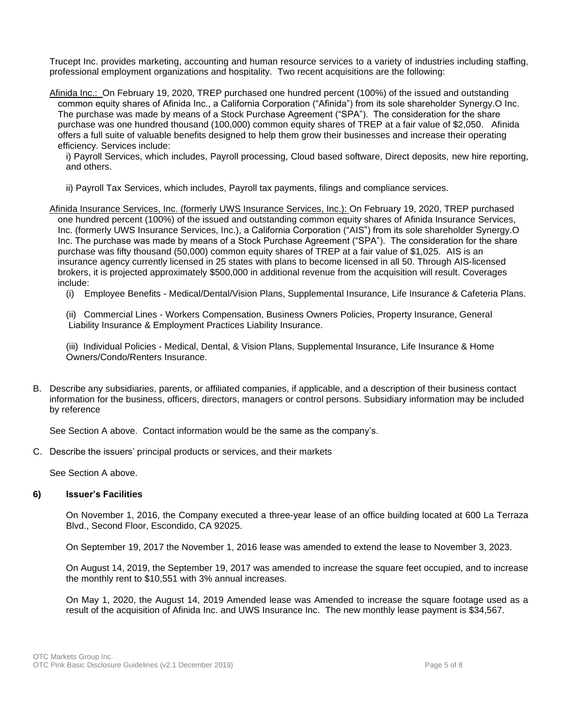Trucept Inc. provides marketing, accounting and human resource services to a variety of industries including staffing, professional employment organizations and hospitality. Two recent acquisitions are the following:

Afinida Inc.: On February 19, 2020, TREP purchased one hundred percent (100%) of the issued and outstanding common equity shares of Afinida Inc., a California Corporation ("Afinida") from its sole shareholder Synergy.O Inc. The purchase was made by means of a Stock Purchase Agreement ("SPA"). The consideration for the share purchase was one hundred thousand (100,000) common equity shares of TREP at a fair value of $2,050. Afinida offers a full suite of valuable benefits designed to help them grow their businesses and increase their operating efficiency. Services include:

i) Payroll Services, which includes, Payroll processing, Cloud based software, Direct deposits, new hire reporting, and others.

ii) Payroll Tax Services, which includes, Payroll tax payments, filings and compliance services.

Afinida Insurance Services, Inc. (formerly UWS Insurance Services, Inc.): On February 19, 2020, TREP purchased one hundred percent (100%) of the issued and outstanding common equity shares of Afinida Insurance Services, Inc. (formerly UWS Insurance Services, Inc.), a California Corporation ("AIS") from its sole shareholder Synergy.O Inc. The purchase was made by means of a Stock Purchase Agreement ("SPA"). The consideration for the share purchase was fifty thousand (50,000) common equity shares of TREP at a fair value of $1,025. AIS is an insurance agency currently licensed in 25 states with plans to become licensed in all 50. Through AIS-licensed brokers, it is projected approximately $500,000 in additional revenue from the acquisition will result. Coverages include:

(i) Employee Benefits - Medical/Dental/Vision Plans, Supplemental Insurance, Life Insurance & Cafeteria Plans.

(ii) Commercial Lines - Workers Compensation, Business Owners Policies, Property Insurance, General Liability Insurance & Employment Practices Liability Insurance.

(iii) Individual Policies - Medical, Dental, & Vision Plans, Supplemental Insurance, Life Insurance & Home Owners/Condo/Renters Insurance.

B. Describe any subsidiaries, parents, or affiliated companies, if applicable, and a description of their business contact information for the business, officers, directors, managers or control persons. Subsidiary information may be included by reference

See Section A above. Contact information would be the same as the company's.

C. Describe the issuers' principal products or services, and their markets

See Section A above.

## 6) Issuer's Facilities

On November 1, 2016, the Company executed a three-year lease of an office building located at 600 La Terraza Blvd., Second Floor, Escondido, CA 92025.

On September 19, 2017 the November 1, 2016 lease was amended to extend the lease to November 3, 2023.

On August 14, 2019, the September 19, 2017 was amended to increase the square feet occupied, and to increase the monthly rent to $10,551 with 3% annual increases.

On May 1, 2020, the August 14, 2019 Amended lease was Amended to increase the square footage used as a result of the acquisition of Afinida Inc. and UWS Insurance Inc. The new monthly lease payment is $34,567.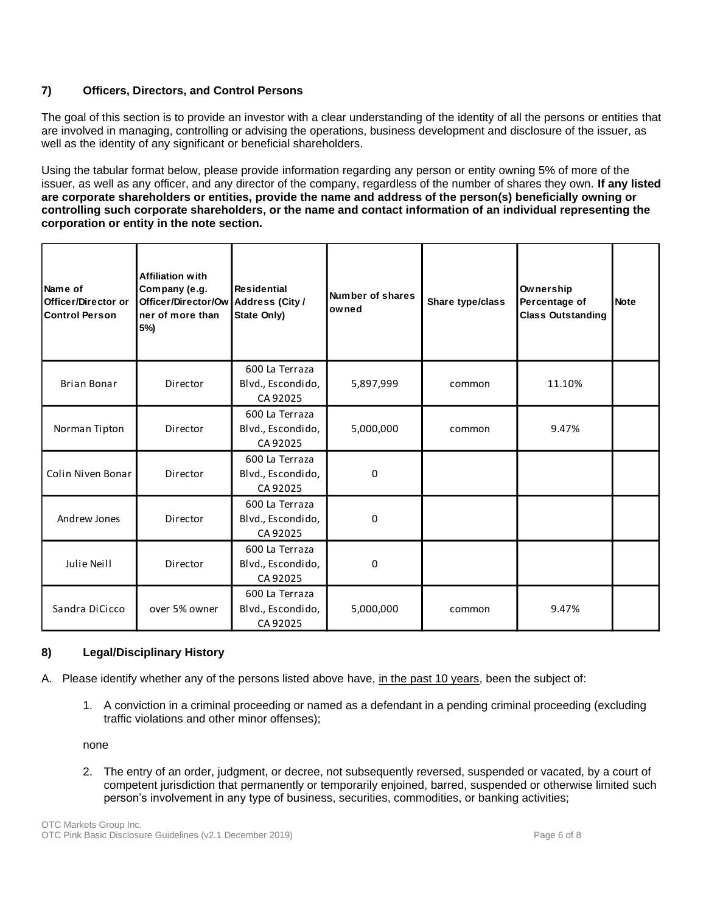## 7) Officers, Directors, and Control Persons

The goal of this section is to provide an investor with a clear understanding of the identity of all the persons or entities that are involved in managing, controlling or advising the operations, business development and disclosure of the issuer, as well as the identity of any significant or beneficial shareholders.

Using the tabular format below, please provide information regarding any person or entity owning 5% of more of the issuer, as well as any officer, and any director of the company, regardless of the number of shares they own. **If any listed are corporate shareholders or entities, provide the name and address of the person(s) beneficially owning or controlling such corporate shareholders, or the name and contact information of an individual representing the corporation or entity in the note section.**

| Name of Officer/Director or Control Person | Affiliation with Company (e.g. Officer/Director/Owner of more than 5%) | Residential Address (City / State Only) | Number of shares owned | Share type/class | Ownership Percentage of Class Outstanding | Note |
|---|---|---|---|---|---|---|
| Brian Bonar | Director | 600 La Terraza Blvd., Escondido, CA 92025 | 5,897,999 | common | 11.10% | |
| Norman Tipton | Director | 600 La Terraza Blvd., Escondido, CA 92025 | 5,000,000 | common | 9.47% | |
| Colin Niven Bonar | Director | 600 La Terraza Blvd., Escondido, CA 92025 | 0 | | | |
| Andrew Jones | Director | 600 La Terraza Blvd., Escondido, CA 92025 | 0 | | | |
| Julie Neill | Director | 600 La Terraza Blvd., Escondido, CA 92025 | 0 | | | |
| Sandra DiCicco | over 5% owner | 600 La Terraza Blvd., Escondido, CA 92025 | 5,000,000 | common | 9.47% | |

## 8) Legal/Disciplinary History

A. Please identify whether any of the persons listed above have, in the past 10 years, been the subject of:

1. A conviction in a criminal proceeding or named as a defendant in a pending criminal proceeding (excluding traffic violations and other minor offenses);

   none

2. The entry of an order, judgment, or decree, not subsequently reversed, suspended or vacated, by a court of competent jurisdiction that permanently or temporarily enjoined, barred, suspended or otherwise limited such person's involvement in any type of business, securities, commodities, or banking activities;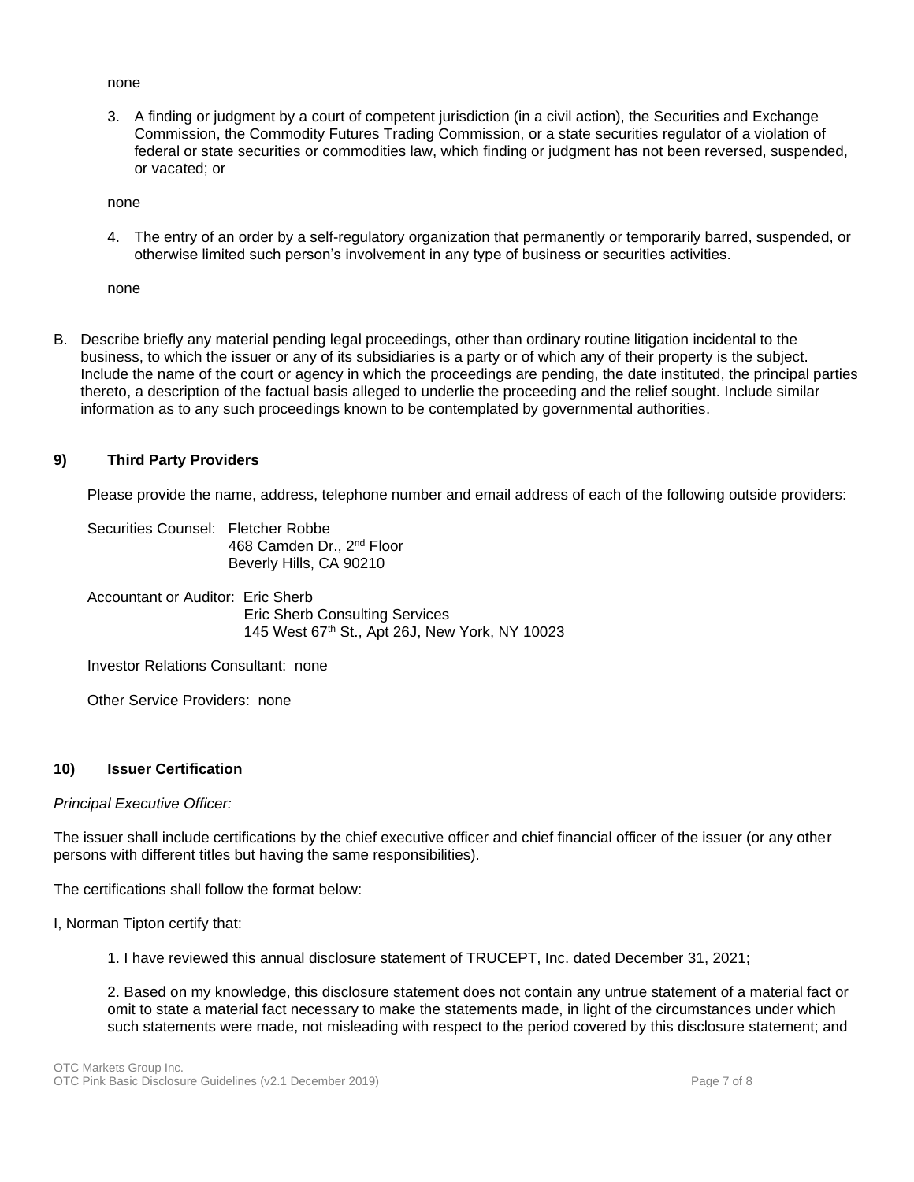none

3. A finding or judgment by a court of competent jurisdiction (in a civil action), the Securities and Exchange Commission, the Commodity Futures Trading Commission, or a state securities regulator of a violation of federal or state securities or commodities law, which finding or judgment has not been reversed, suspended, or vacated; or

none

4. The entry of an order by a self-regulatory organization that permanently or temporarily barred, suspended, or otherwise limited such person's involvement in any type of business or securities activities.

none

B. Describe briefly any material pending legal proceedings, other than ordinary routine litigation incidental to the business, to which the issuer or any of its subsidiaries is a party or of which any of their property is the subject. Include the name of the court or agency in which the proceedings are pending, the date instituted, the principal parties thereto, a description of the factual basis alleged to underlie the proceeding and the relief sought. Include similar information as to any such proceedings known to be contemplated by governmental authorities.

## 9) Third Party Providers

Please provide the name, address, telephone number and email address of each of the following outside providers:

Securities Counsel: Fletcher Robbe
468 Camden Dr., 2nd Floor
Beverly Hills, CA 90210

Accountant or Auditor: Eric Sherb
Eric Sherb Consulting Services
145 West 67th St., Apt 26J, New York, NY 10023

Investor Relations Consultant: none

Other Service Providers: none

## 10) Issuer Certification

*Principal Executive Officer:*

The issuer shall include certifications by the chief executive officer and chief financial officer of the issuer (or any other persons with different titles but having the same responsibilities).

The certifications shall follow the format below:

I, Norman Tipton certify that:

1. I have reviewed this annual disclosure statement of TRUCEPT, Inc. dated December 31, 2021;

2. Based on my knowledge, this disclosure statement does not contain any untrue statement of a material fact or omit to state a material fact necessary to make the statements made, in light of the circumstances under which such statements were made, not misleading with respect to the period covered by this disclosure statement; and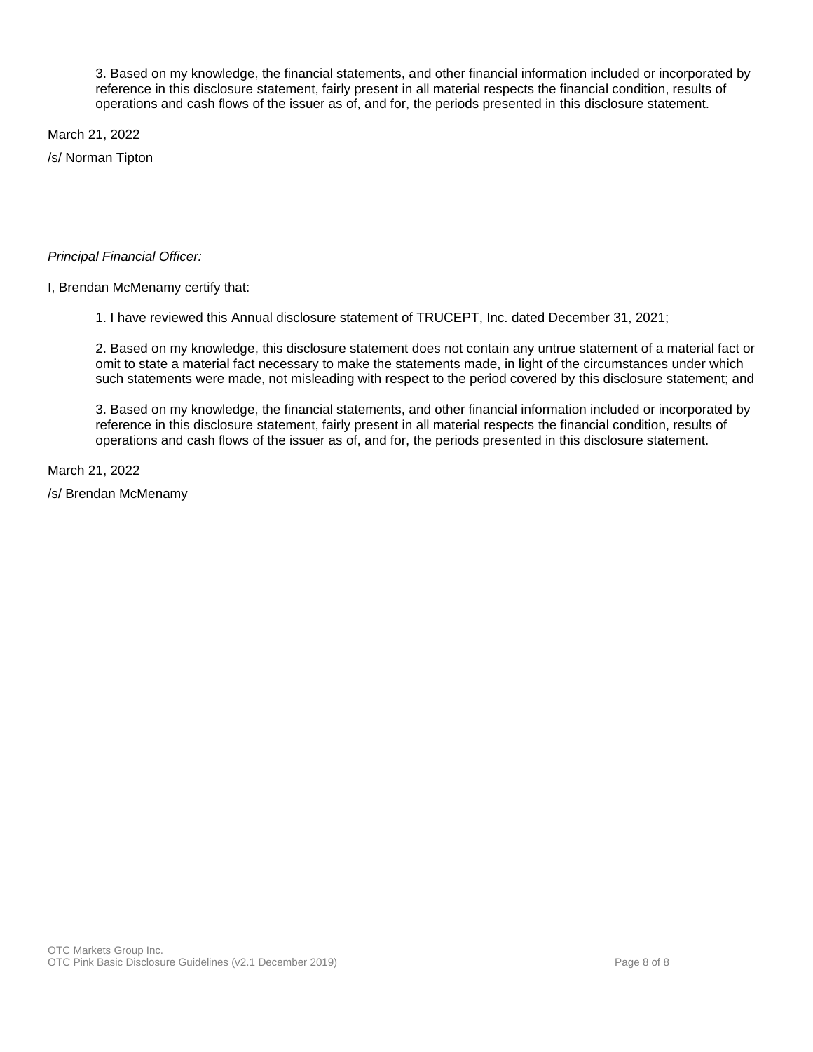3. Based on my knowledge, the financial statements, and other financial information included or incorporated by reference in this disclosure statement, fairly present in all material respects the financial condition, results of operations and cash flows of the issuer as of, and for, the periods presented in this disclosure statement.

March 21, 2022

/s/ Norman Tipton

*Principal Financial Officer:*

I, Brendan McMenamy certify that:

1. I have reviewed this Annual disclosure statement of TRUCEPT, Inc. dated December 31, 2021;

2. Based on my knowledge, this disclosure statement does not contain any untrue statement of a material fact or omit to state a material fact necessary to make the statements made, in light of the circumstances under which such statements were made, not misleading with respect to the period covered by this disclosure statement; and

3. Based on my knowledge, the financial statements, and other financial information included or incorporated by reference in this disclosure statement, fairly present in all material respects the financial condition, results of operations and cash flows of the issuer as of, and for, the periods presented in this disclosure statement.

March 21, 2022

/s/ Brendan McMenamy